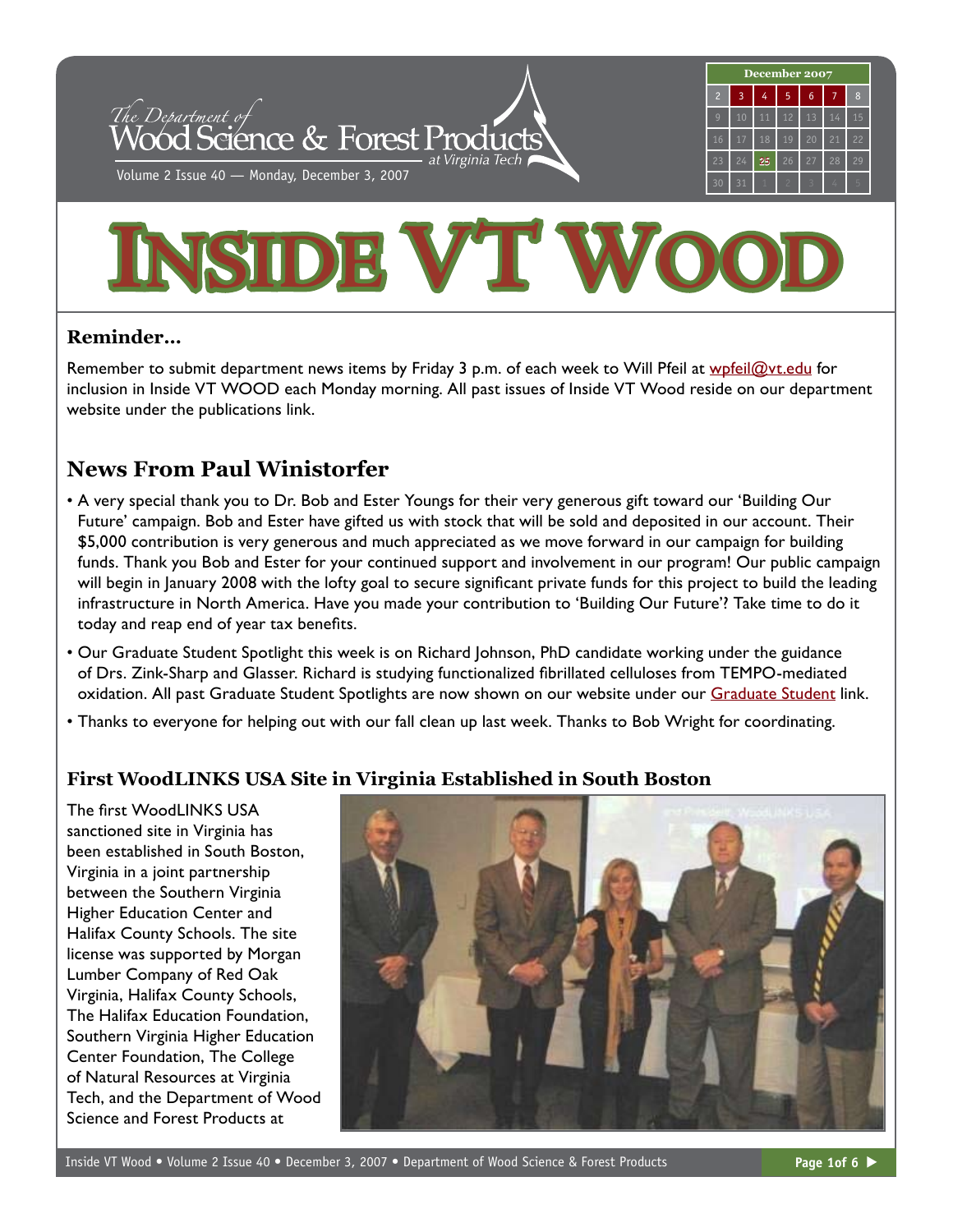# INSIDE VT WOOD

The Department of Wood Science & Forest Products at Virginia Tech

Volume 2 Issue 40 — Monday, December 3, 2007

## Reminder...

Remember to submit department news items by Friday 3 p.m. of each week to Will Pfeil at wpfeil@vt.edu for inclusion in Inside VT WOOD each Monday morning. All past issues of Inside VT Wood reside on our department website under the publications link.

## News From Paul Winistorfer

- A very special thank you to Dr. Bob and Ester Youngs for their very generous gift toward our 'Building Our Future' campaign. Bob and Ester have gifted us with stock that will be sold and deposited in our account. Their $5,000 contribution is very generous and much appreciated as we move forward in our campaign for building funds. Thank you Bob and Ester for your continued support and involvement in our program! Our public campaign will begin in January 2008 with the lofty goal to secure significant private funds for this project to build the leading infrastructure in North America. Have you made your contribution to 'Building Our Future'? Take time to do it today and reap end of year tax benefits.
- Our Graduate Student Spotlight this week is on Richard Johnson, PhD candidate working under the guidance of Drs. Zink-Sharp and Glasser. Richard is studying functionalized fibrillated celluloses from TEMPO-mediated oxidation. All past Graduate Student Spotlights are now shown on our website under our Graduate Student link.
- Thanks to everyone for helping out with our fall clean up last week. Thanks to Bob Wright for coordinating.

### First WoodLINKS USA Site in Virginia Established in South Boston

The first WoodLINKS USA sanctioned site in Virginia has been established in South Boston, Virginia in a joint partnership between the Southern Virginia Higher Education Center and Halifax County Schools. The site license was supported by Morgan Lumber Company of Red Oak Virginia, Halifax County Schools, The Halifax Education Foundation, Southern Virginia Higher Education Center Foundation, The College of Natural Resources at Virginia Tech, and the Department of Wood Science and Forest Products at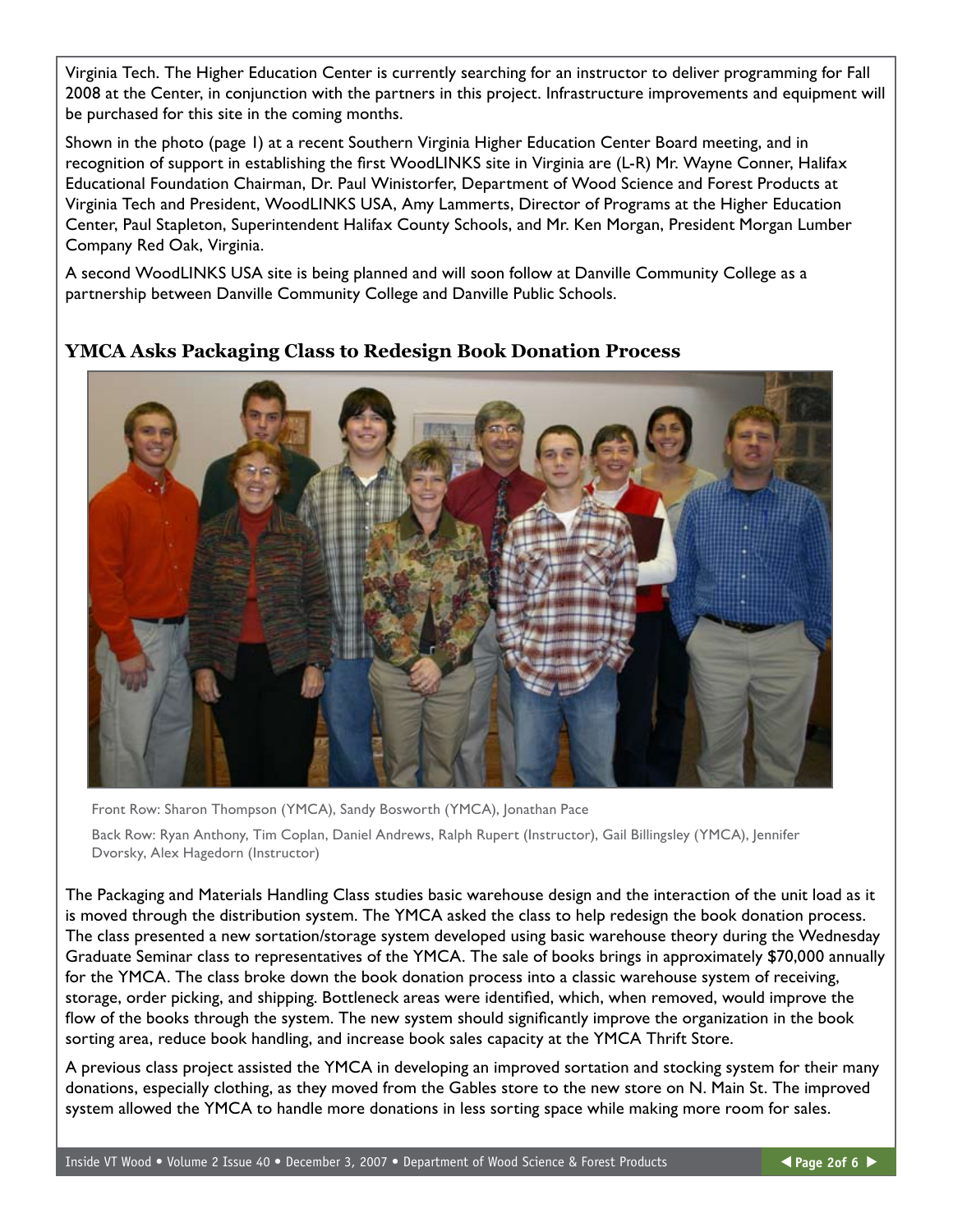Virginia Tech. The Higher Education Center is currently searching for an instructor to deliver programming for Fall 2008 at the Center, in conjunction with the partners in this project. Infrastructure improvements and equipment will be purchased for this site in the coming months.

Shown in the photo (page 1) at a recent Southern Virginia Higher Education Center Board meeting, and in recognition of support in establishing the first WoodLINKS site in Virginia are (L-R) Mr. Wayne Conner, Halifax Educational Foundation Chairman, Dr. Paul Winistorfer, Department of Wood Science and Forest Products at Virginia Tech and President, WoodLINKS USA, Amy Lammerts, Director of Programs at the Higher Education Center, Paul Stapleton, Superintendent Halifax County Schools, and Mr. Ken Morgan, President Morgan Lumber Company Red Oak, Virginia.

A second WoodLINKS USA site is being planned and will soon follow at Danville Community College as a partnership between Danville Community College and Danville Public Schools.

## YMCA Asks Packaging Class to Redesign Book Donation Process

Front Row: Sharon Thompson (YMCA), Sandy Bosworth (YMCA), Jonathan Pace

Back Row: Ryan Anthony, Tim Coplan, Daniel Andrews, Ralph Rupert (Instructor), Gail Billingsley (YMCA), Jennifer Dvorsky, Alex Hagedorn (Instructor)

The Packaging and Materials Handling Class studies basic warehouse design and the interaction of the unit load as it is moved through the distribution system. The YMCA asked the class to help redesign the book donation process. The class presented a new sortation/storage system developed using basic warehouse theory during the Wednesday Graduate Seminar class to representatives of the YMCA. The sale of books brings in approximately $70,000 annually for the YMCA. The class broke down the book donation process into a classic warehouse system of receiving, storage, order picking, and shipping. Bottleneck areas were identified, which, when removed, would improve the flow of the books through the system. The new system should significantly improve the organization in the book sorting area, reduce book handling, and increase book sales capacity at the YMCA Thrift Store.

A previous class project assisted the YMCA in developing an improved sortation and stocking system for their many donations, especially clothing, as they moved from the Gables store to the new store on N. Main St. The improved system allowed the YMCA to handle more donations in less sorting space while making more room for sales.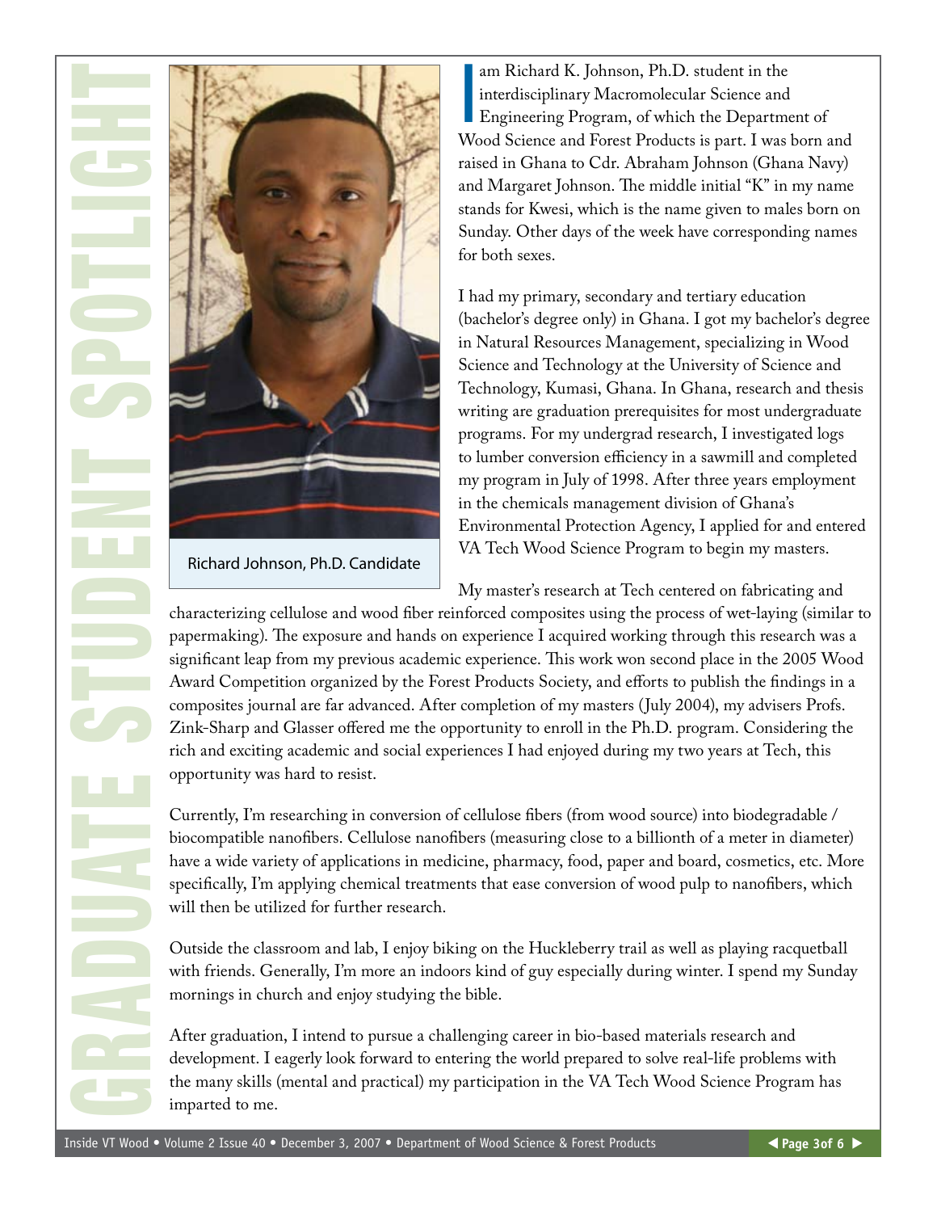# GRADUATE STUDENT SPOTLIGHT

Richard Johnson, Ph.D. Candidate

I am Richard K. Johnson, Ph.D. student in the interdisciplinary Macromolecular Science and Engineering Program, of which the Department of Wood Science and Forest Products is part. I was born and raised in Ghana to Cdr. Abraham Johnson (Ghana Navy) and Margaret Johnson. The middle initial "K" in my name stands for Kwesi, which is the name given to males born on Sunday. Other days of the week have corresponding names for both sexes.

I had my primary, secondary and tertiary education (bachelor's degree only) in Ghana. I got my bachelor's degree in Natural Resources Management, specializing in Wood Science and Technology at the University of Science and Technology, Kumasi, Ghana. In Ghana, research and thesis writing are graduation prerequisites for most undergraduate programs. For my undergrad research, I investigated logs to lumber conversion efficiency in a sawmill and completed my program in July of 1998. After three years employment in the chemicals management division of Ghana's Environmental Protection Agency, I applied for and entered VA Tech Wood Science Program to begin my masters.

My master's research at Tech centered on fabricating and characterizing cellulose and wood fiber reinforced composites using the process of wet-laying (similar to papermaking). The exposure and hands on experience I acquired working through this research was a significant leap from my previous academic experience. This work won second place in the 2005 Wood Award Competition organized by the Forest Products Society, and efforts to publish the findings in a composites journal are far advanced. After completion of my masters (July 2004), my advisers Profs. Zink-Sharp and Glasser offered me the opportunity to enroll in the Ph.D. program. Considering the rich and exciting academic and social experiences I had enjoyed during my two years at Tech, this opportunity was hard to resist.

Currently, I'm researching in conversion of cellulose fibers (from wood source) into biodegradable / biocompatible nanofibers. Cellulose nanofibers (measuring close to a billionth of a meter in diameter) have a wide variety of applications in medicine, pharmacy, food, paper and board, cosmetics, etc. More specifically, I'm applying chemical treatments that ease conversion of wood pulp to nanofibers, which will then be utilized for further research.

Outside the classroom and lab, I enjoy biking on the Huckleberry trail as well as playing racquetball with friends. Generally, I'm more an indoors kind of guy especially during winter. I spend my Sunday mornings in church and enjoy studying the bible.

After graduation, I intend to pursue a challenging career in bio-based materials research and development. I eagerly look forward to entering the world prepared to solve real-life problems with the many skills (mental and practical) my participation in the VA Tech Wood Science Program has imparted to me.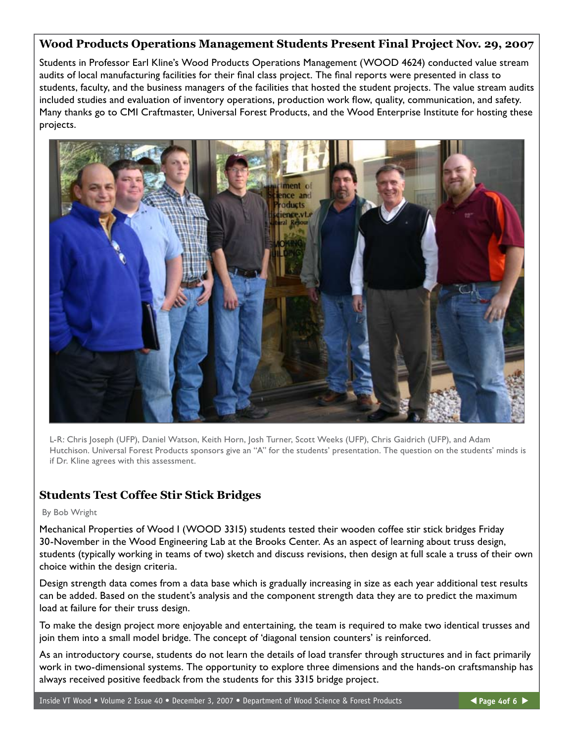## Wood Products Operations Management Students Present Final Project Nov. 29, 2007

Students in Professor Earl Kline's Wood Products Operations Management (WOOD 4624) conducted value stream audits of local manufacturing facilities for their final class project. The final reports were presented in class to students, faculty, and the business managers of the facilities that hosted the student projects. The value stream audits included studies and evaluation of inventory operations, production work flow, quality, communication, and safety. Many thanks go to CMI Craftmaster, Universal Forest Products, and the Wood Enterprise Institute for hosting these projects.

L-R: Chris Joseph (UFP), Daniel Watson, Keith Horn, Josh Turner, Scott Weeks (UFP), Chris Gaidrich (UFP), and Adam Hutchison. Universal Forest Products sponsors give an "A" for the students' presentation. The question on the students' minds is if Dr. Kline agrees with this assessment.

## Students Test Coffee Stir Stick Bridges

By Bob Wright

Mechanical Properties of Wood I (WOOD 3315) students tested their wooden coffee stir stick bridges Friday 30-November in the Wood Engineering Lab at the Brooks Center. As an aspect of learning about truss design, students (typically working in teams of two) sketch and discuss revisions, then design at full scale a truss of their own choice within the design criteria.

Design strength data comes from a data base which is gradually increasing in size as each year additional test results can be added. Based on the student's analysis and the component strength data they are to predict the maximum load at failure for their truss design.

To make the design project more enjoyable and entertaining, the team is required to make two identical trusses and join them into a small model bridge. The concept of 'diagonal tension counters' is reinforced.

As an introductory course, students do not learn the details of load transfer through structures and in fact primarily work in two-dimensional systems. The opportunity to explore three dimensions and the hands-on craftsmanship has always received positive feedback from the students for this 3315 bridge project.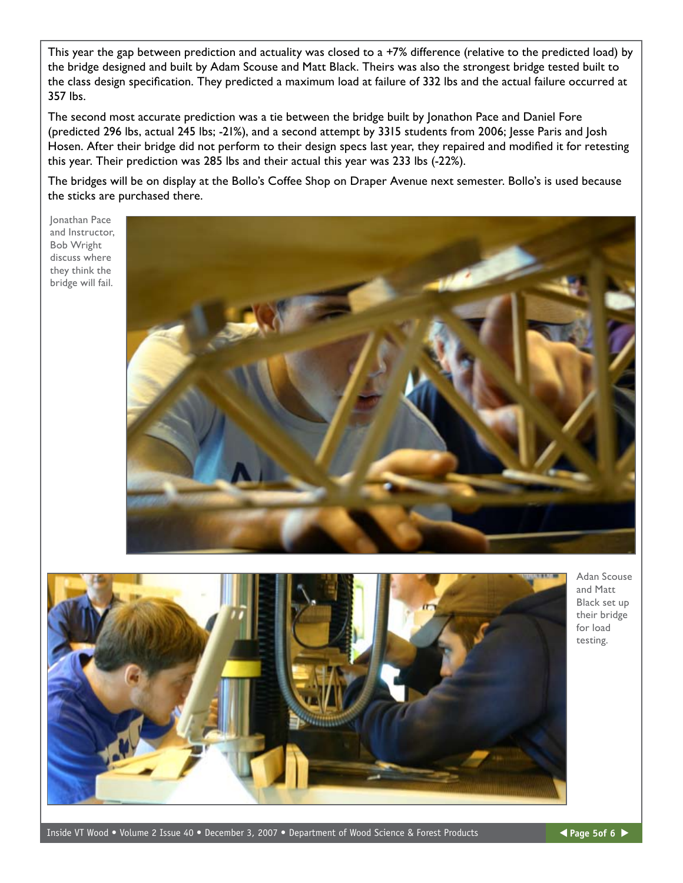This year the gap between prediction and actuality was closed to a +7% difference (relative to the predicted load) by the bridge designed and built by Adam Scouse and Matt Black. Theirs was also the strongest bridge tested built to the class design specification. They predicted a maximum load at failure of 332 lbs and the actual failure occurred at 357 lbs.

The second most accurate prediction was a tie between the bridge built by Jonathon Pace and Daniel Fore (predicted 296 lbs, actual 245 lbs; -21%), and a second attempt by 3315 students from 2006; Jesse Paris and Josh Hosen. After their bridge did not perform to their design specs last year, they repaired and modified it for retesting this year. Their prediction was 285 lbs and their actual this year was 233 lbs (-22%).

The bridges will be on display at the Bollo's Coffee Shop on Draper Avenue next semester. Bollo's is used because the sticks are purchased there.

Jonathan Pace and Instructor, Bob Wright discuss where they think the bridge will fail.

Adan Scouse and Matt Black set up their bridge for load testing.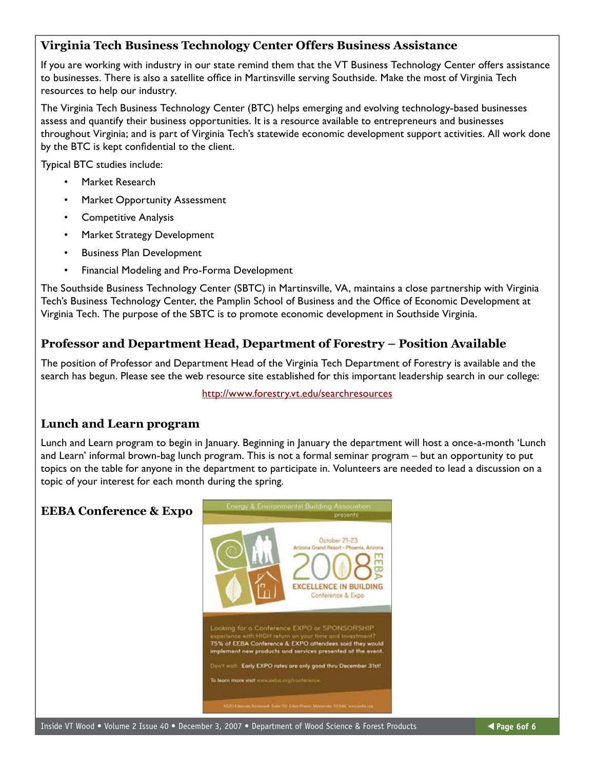## Virginia Tech Business Technology Center Offers Business Assistance

If you are working with industry in our state remind them that the VT Business Technology Center offers assistance to businesses. There is also a satellite office in Martinsville serving Southside. Make the most of Virginia Tech resources to help our industry.

The Virginia Tech Business Technology Center (BTC) helps emerging and evolving technology-based businesses assess and quantify their business opportunities. It is a resource available to entrepreneurs and businesses throughout Virginia; and is part of Virginia Tech's statewide economic development support activities. All work done by the BTC is kept confidential to the client.

Typical BTC studies include:

- Market Research
- Market Opportunity Assessment
- Competitive Analysis
- Market Strategy Development
- Business Plan Development
- Financial Modeling and Pro-Forma Development

The Southside Business Technology Center (SBTC) in Martinsville, VA, maintains a close partnership with Virginia Tech's Business Technology Center, the Pamplin School of Business and the Office of Economic Development at Virginia Tech. The purpose of the SBTC is to promote economic development in Southside Virginia.

## Professor and Department Head, Department of Forestry – Position Available

The position of Professor and Department Head of the Virginia Tech Department of Forestry is available and the search has begun. Please see the web resource site established for this important leadership search in our college:

http://www.forestry.vt.edu/searchresources

## Lunch and Learn program

Lunch and Learn program to begin in January. Beginning in January the department will host a once-a-month 'Lunch and Learn' informal brown-bag lunch program. This is not a formal seminar program – but an opportunity to put topics on the table for anyone in the department to participate in. Volunteers are needed to lead a discussion on a topic of your interest for each month during the spring.

## EEBA Conference & Expo

Energy & Environmental Building Association presents

October 21-23
Arizona Grand Resort - Phoenix, Arizona

2008 EEBA
EXCELLENCE IN BUILDING
Conference & Expo

Looking for a Conference EXPO or SPONSORSHIP experience with HIGH return on your time and investment?
75% of EEBA Conference & EXPO attendees said they would implement new products and services presented at the event.

Don't wait. Early EXPO rates are only good thru December 31st!

To learn more visit www.eeba.org/conference